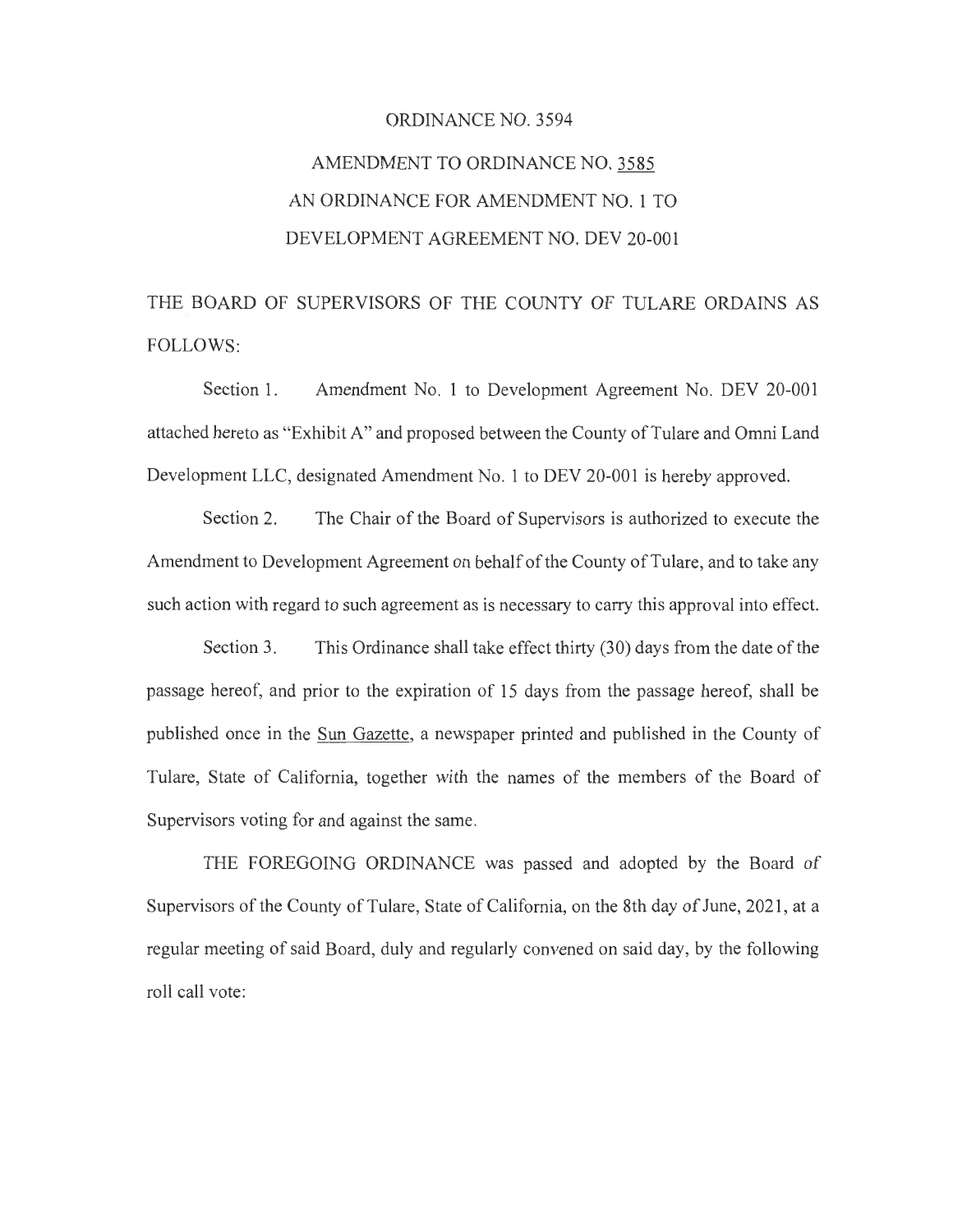# ORDINANCE NO. 3594

## AMENDMENT TO ORDINANCE NO. 3585
## AN ORDINANCE FOR AMENDMENT NO. 1 TO
## DEVELOPMENT AGREEMENT NO. DEV 20-001

THE BOARD OF SUPERVISORS OF THE COUNTY OF TULARE ORDAINS AS FOLLOWS:

Section 1. Amendment No. 1 to Development Agreement No. DEV 20-001 attached hereto as "Exhibit A" and proposed between the County of Tulare and Omni Land Development LLC, designated Amendment No. 1 to DEV 20-001 is hereby approved.

Section 2. The Chair of the Board of Supervisors is authorized to execute the Amendment to Development Agreement on behalf of the County of Tulare, and to take any such action with regard to such agreement as is necessary to carry this approval into effect.

Section 3. This Ordinance shall take effect thirty (30) days from the date of the passage hereof, and prior to the expiration of 15 days from the passage hereof, shall be published once in the Sun Gazette, a newspaper printed and published in the County of Tulare, State of California, together with the names of the members of the Board of Supervisors voting for and against the same.

THE FOREGOING ORDINANCE was passed and adopted by the Board of Supervisors of the County of Tulare, State of California, on the 8th day of June, 2021, at a regular meeting of said Board, duly and regularly convened on said day, by the following roll call vote: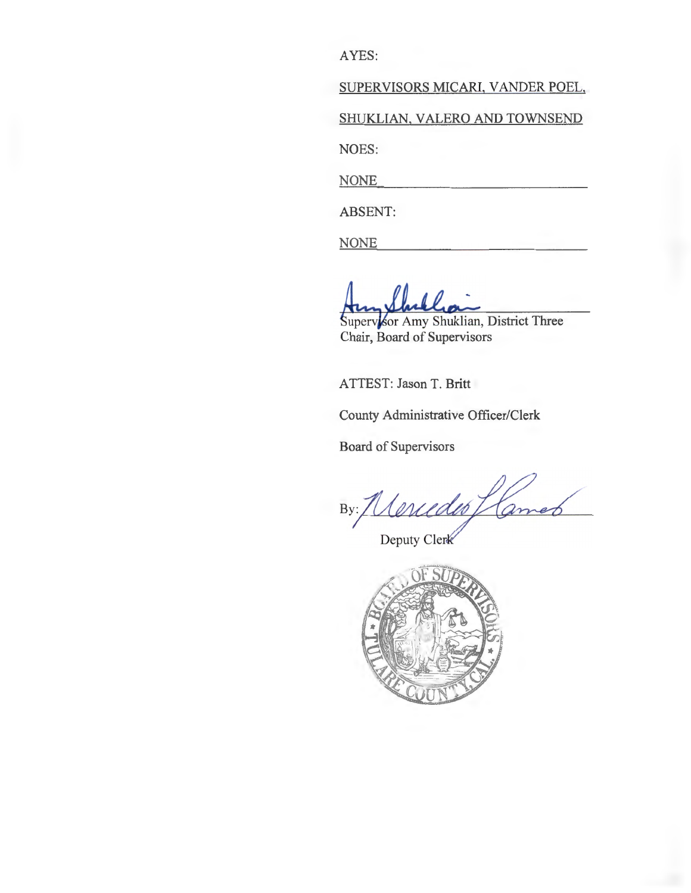AYES:

SUPERVISORS MICARI, VANDER POEL,

SHUKLIAN, VALERO AND TOWNSEND

NOES:

NONE

ABSENT:

NONE

Supervisor Amy Shuklian, District Three
Chair, Board of Supervisors

ATTEST: Jason T. Britt

County Administrative Officer/Clerk

Board of Supervisors

By: ______________________

Deputy Clerk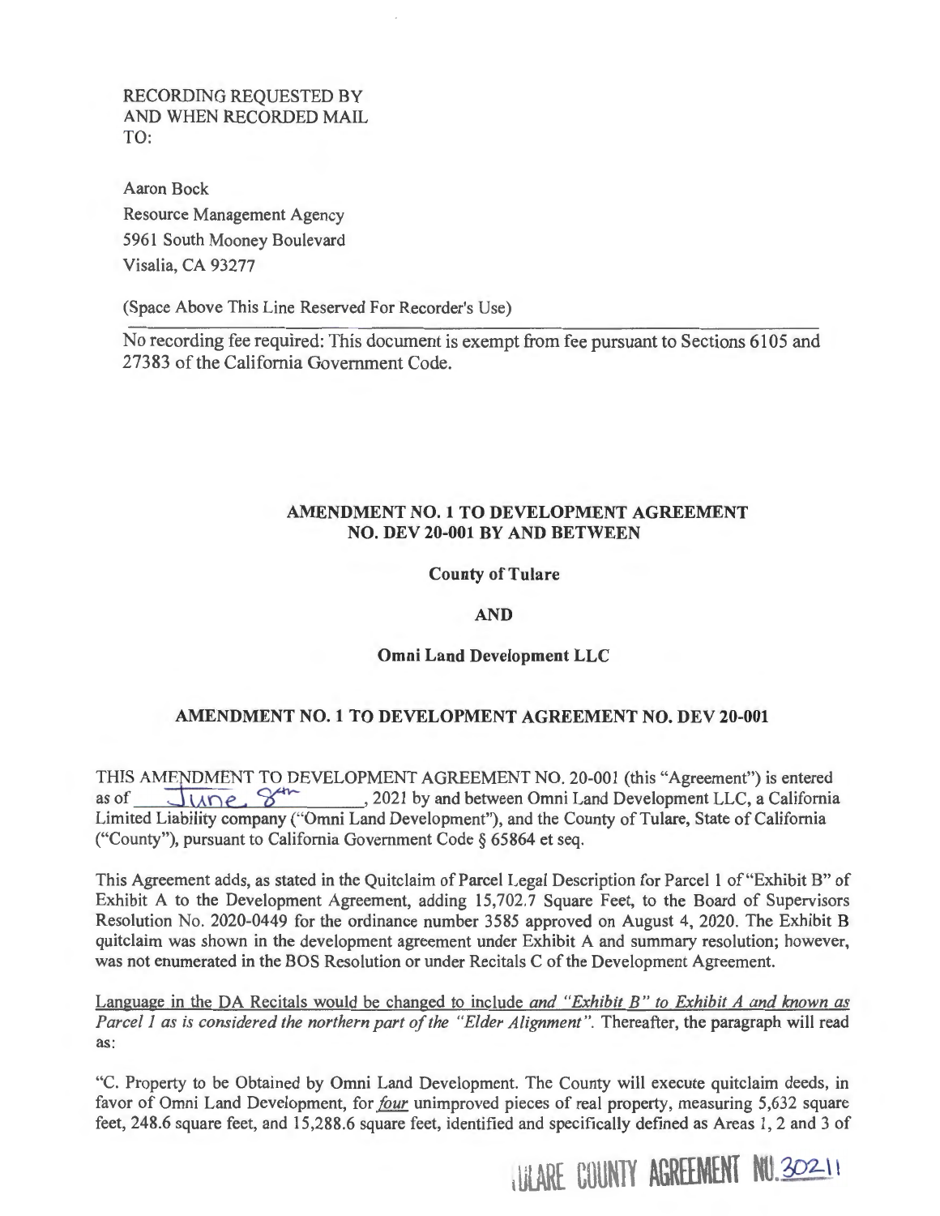RECORDING REQUESTED BY
AND WHEN RECORDED MAIL
TO:

Aaron Bock
Resource Management Agency
5961 South Mooney Boulevard
Visalia, CA 93277

(Space Above This Line Reserved For Recorder's Use)

No recording fee required: This document is exempt from fee pursuant to Sections 6105 and 27383 of the California Government Code.

**AMENDMENT NO. 1 TO DEVELOPMENT AGREEMENT NO. DEV 20-001 BY AND BETWEEN**

**County of Tulare**

**AND**

**Omni Land Development LLC**

**AMENDMENT NO. 1 TO DEVELOPMENT AGREEMENT NO. DEV 20-001**

THIS AMENDMENT TO DEVELOPMENT AGREEMENT NO. 20-001 (this "Agreement") is entered as of June 8th, 2021 by and between Omni Land Development LLC, a California Limited Liability company ("Omni Land Development"), and the County of Tulare, State of California ("County"), pursuant to California Government Code § 65864 et seq.

This Agreement adds, as stated in the Quitclaim of Parcel Legal Description for Parcel 1 of "Exhibit B" of Exhibit A to the Development Agreement, adding 15,702.7 Square Feet, to the Board of Supervisors Resolution No. 2020-0449 for the ordinance number 3585 approved on August 4, 2020. The Exhibit B quitclaim was shown in the development agreement under Exhibit A and summary resolution; however, was not enumerated in the BOS Resolution or under Recitals C of the Development Agreement.

Language in the DA Recitals would be changed to include *and "Exhibit B" to Exhibit A and known as Parcel 1 as is considered the northern part of the "Elder Alignment"*. Thereafter, the paragraph will read as:

"C. Property to be Obtained by Omni Land Development. The County will execute quitclaim deeds, in favor of Omni Land Development, for *four* unimproved pieces of real property, measuring 5,632 square feet, 248.6 square feet, and 15,288.6 square feet, identified and specifically defined as Areas 1, 2 and 3 of

TULARE COUNTY AGREEMENT NO. 30211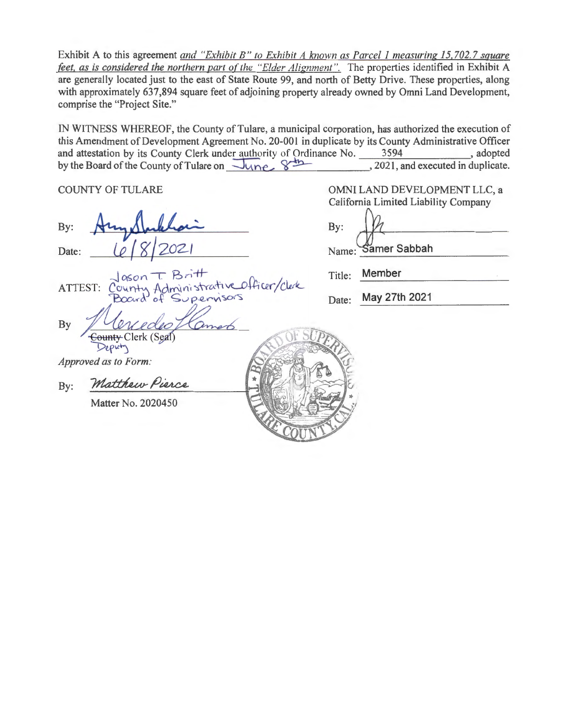Exhibit A to this agreement *and "Exhibit B" to Exhibit A known as Parcel 1 measuring 15,702.7 square feet, as is considered the northern part of the "Elder Alignment".* The properties identified in Exhibit A are generally located just to the east of State Route 99, and north of Betty Drive. These properties, along with approximately 637,894 square feet of adjoining property already owned by Omni Land Development, comprise the "Project Site."

IN WITNESS WHEREOF, the County of Tulare, a municipal corporation, has authorized the execution of this Amendment of Development Agreement No. 20-001 in duplicate by its County Administrative Officer and attestation by its County Clerk under authority of Ordinance No. 3594, adopted by the Board of the County of Tulare on June 8th, 2021, and executed in duplicate.

COUNTY OF TULARE

By: ______________________

Date: 6/8/2021

ATTEST: Jason T. Britt
County Administrative Officer/Clerk
Board of Supervisors

By ______________________
~~County~~ Clerk (Seal)
Deputy

*Approved as to Form:*

By: Matthew Pierce

Matter No. 2020450

OMNI LAND DEVELOPMENT LLC, a California Limited Liability Company

By: ______________________

Name: Samer Sabbah

Title: Member

Date: May 27th 2021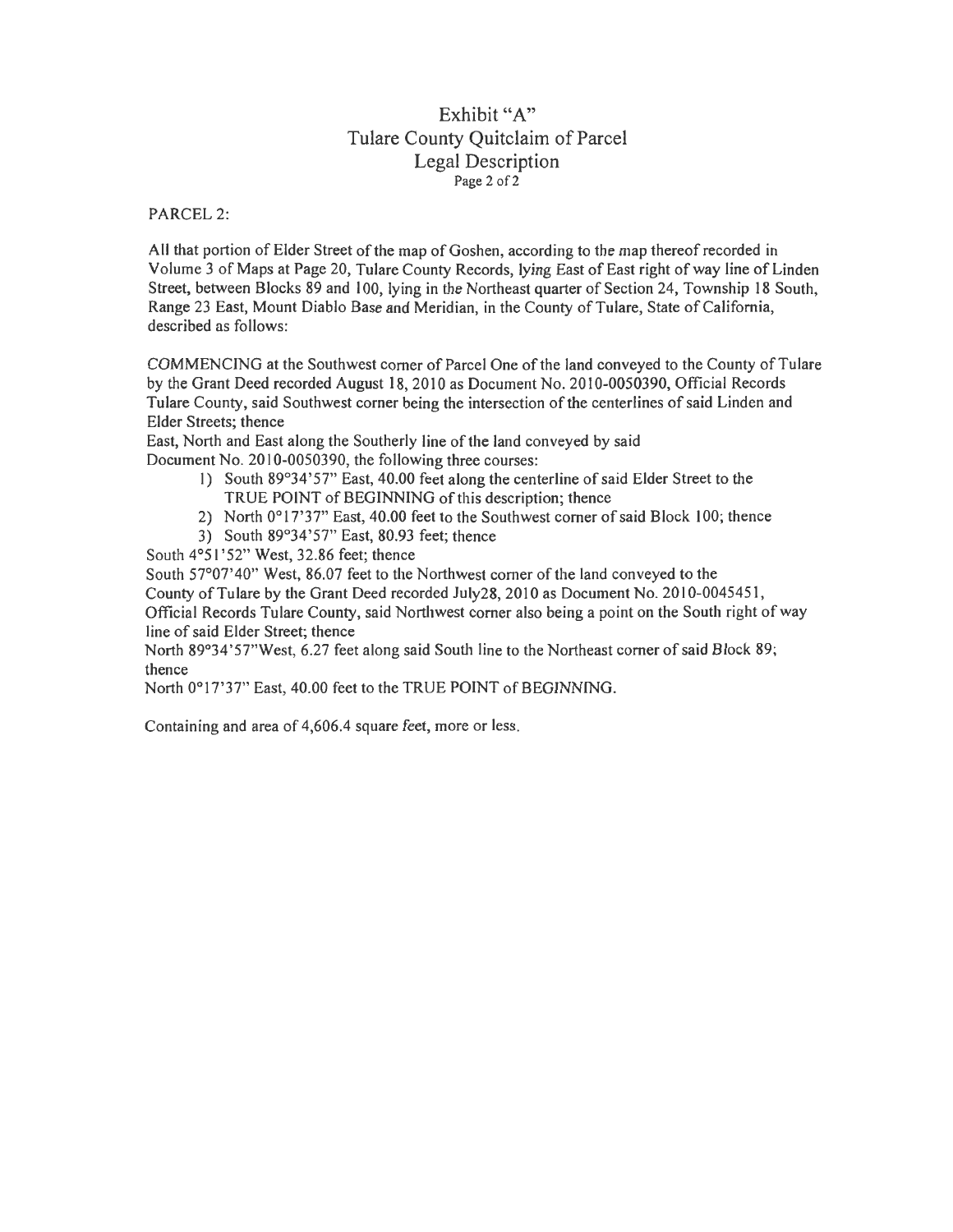# Exhibit "A"
## Tulare County Quitclaim of Parcel
## Legal Description

PARCEL 2:

All that portion of Elder Street of the map of Goshen, according to the map thereof recorded in Volume 3 of Maps at Page 20, Tulare County Records, lying East of East right of way line of Linden Street, between Blocks 89 and 100, lying in the Northeast quarter of Section 24, Township 18 South, Range 23 East, Mount Diablo Base and Meridian, in the County of Tulare, State of California, described as follows:

COMMENCING at the Southwest corner of Parcel One of the land conveyed to the County of Tulare by the Grant Deed recorded August 18, 2010 as Document No. 2010-0050390, Official Records Tulare County, said Southwest corner being the intersection of the centerlines of said Linden and Elder Streets; thence

East, North and East along the Southerly line of the land conveyed by said Document No. 2010-0050390, the following three courses:

1) South 89°34'57" East, 40.00 feet along the centerline of said Elder Street to the TRUE POINT of BEGINNING of this description; thence
2) North 0°17'37" East, 40.00 feet to the Southwest corner of said Block 100; thence
3) South 89°34'57" East, 80.93 feet; thence

South 4°51'52" West, 32.86 feet; thence

South 57°07'40" West, 86.07 feet to the Northwest corner of the land conveyed to the County of Tulare by the Grant Deed recorded July28, 2010 as Document No. 2010-0045451, Official Records Tulare County, said Northwest corner also being a point on the South right of way line of said Elder Street; thence

North 89°34'57"West, 6.27 feet along said South line to the Northeast corner of said Block 89; thence

North 0°17'37" East, 40.00 feet to the TRUE POINT of BEGINNING.

Containing and area of 4,606.4 square feet, more or less.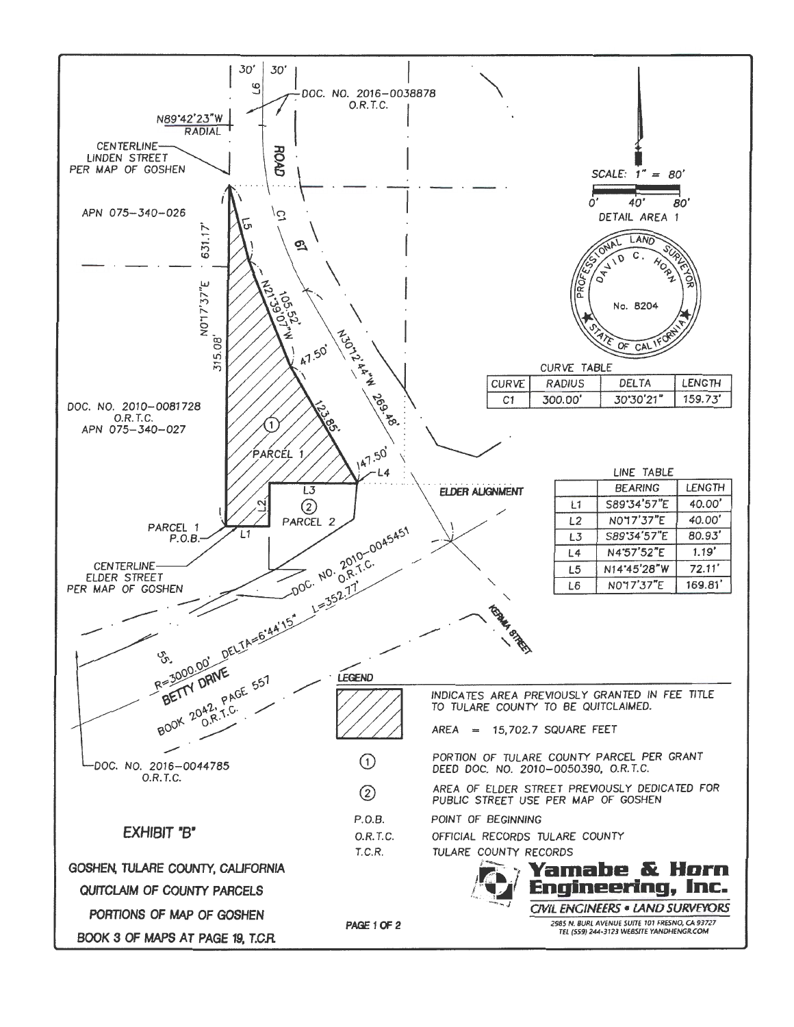# EXHIBIT "B"

GOSHEN, TULARE COUNTY, CALIFORNIA

QUITCLAIM OF COUNTY PARCELS

PORTIONS OF MAP OF GOSHEN

BOOK 3 OF MAPS AT PAGE 19, T.C.R.

30' 30'

L6

DOC. NO. 2016-0038878 O.R.T.C.

N89°42'23"W RADIAL

CENTERLINE LINDEN STREET PER MAP OF GOSHEN

ROAD 67

C1

L5

APN 075-340-026

631.17'

N0°17'37"E

315.08'

N21°39'07"W 105.52'

47.50'

N30°12'44"W 269.48'

123.85'

147.50'

DOC. NO. 2010-0081728 O.R.T.C. APN 075-340-027

① PARCEL 1

L4

L3

L2

② PARCEL 2

ELDER ALIGNMENT

PARCEL 1 P.O.B.

L1

CENTERLINE ELDER STREET PER MAP OF GOSHEN

DOC. NO. 2010-0045451 O.R.T.C.

L=352.77'

R=3000.00' DELTA=6°44'15"

55'

BETTY DRIVE

BOOK 2042, PAGE 557 O.R.T.C.

KERMA STREET

DOC. NO. 2016-0044785 O.R.T.C.

SCALE: 1" = 80'

0' 40' 80'

DETAIL AREA 1

PROFESSIONAL LAND SURVEYOR DAVID C. HORN No. 8204 STATE OF CALIFORNIA

CURVE TABLE

| CURVE | RADIUS | DELTA | LENGTH |
|---|---|---|---|
| C1 | 300.00' | 30°30'21" | 159.73' |

LINE TABLE

| | BEARING | LENGTH |
|---|---|---|
| L1 | S89°34'57"E | 40.00' |
| L2 | N0°17'37"E | 40.00' |
| L3 | S89°34'57"E | 80.93' |
| L4 | N4°57'52"E | 1.19' |
| L5 | N14°45'28"W | 72.11' |
| L6 | N0°17'37"E | 169.81' |

## LEGEND

| | |
|---|---|
| (hatched) | INDICATES AREA PREVIOUSLY GRANTED IN FEE TITLE TO TULARE COUNTY TO BE QUITCLAIMED. AREA = 15,702.7 SQUARE FEET |
| ① | PORTION OF TULARE COUNTY PARCEL PER GRANT DEED DOC. NO. 2010-0050390, O.R.T.C. |
| ② | AREA OF ELDER STREET PREVIOUSLY DEDICATED FOR PUBLIC STREET USE PER MAP OF GOSHEN |
| P.O.B. | POINT OF BEGINNING |
| O.R.T.C. | OFFICIAL RECORDS TULARE COUNTY |
| T.C.R. | TULARE COUNTY RECORDS |

PAGE 1 OF 2

**Yamabe & Horn Engineering, Inc.**

CIVIL ENGINEERS • LAND SURVEYORS

2985 N. BURL AVENUE SUITE 101 FRESNO, CA 93727
TEL (559) 244-3123 WEBSITE YANDHENGR.COM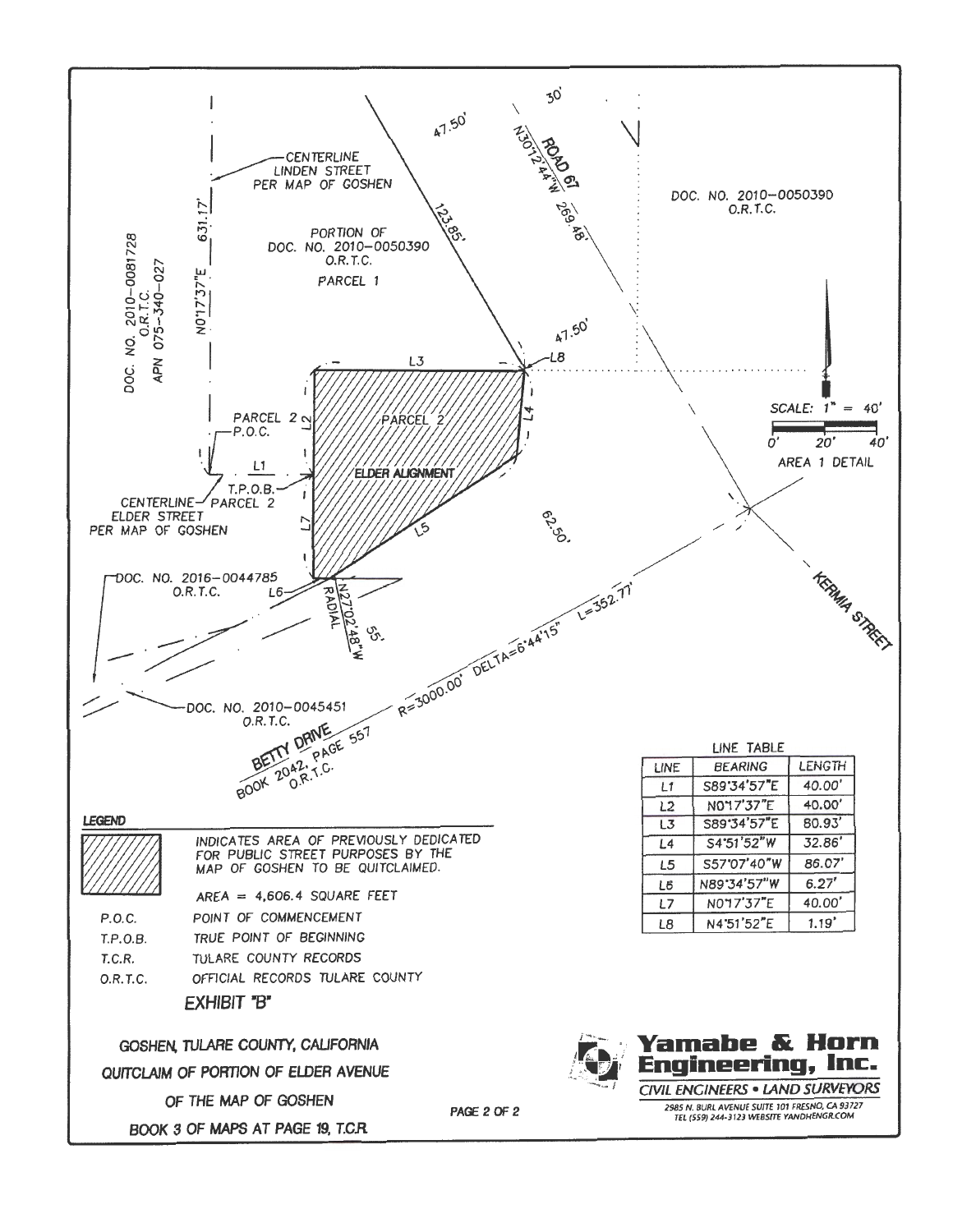DOC. NO. 2010-0081728
O.R.T.C.
APN 075-340-027

CENTERLINE
LINDEN STREET
PER MAP OF GOSHEN

N0°17'37"E 631.17'

PORTION OF
DOC. NO. 2010-0050390
O.R.T.C.
PARCEL 1

47.50'

30'

ROAD 67
N30°12'44"W 269.48'

123.85'

DOC. NO. 2010-0050390
O.R.T.C.

47.50'

L8

L3

PARCEL 2
P.O.C.

L2

PARCEL 2

L4

L1

T.P.O.B.

CENTERLINE PARCEL 2
ELDER STREET
PER MAP OF GOSHEN

ELDER ALIGNMENT

L7

L5

62.50'

DOC. NO. 2016-0044785
O.R.T.C.

L6

RADIAL
N27°02'48"W

55'

DOC. NO. 2010-0045451
O.R.T.C.

R=3000.00' DELTA=6°44'15" L=352.77'

BETTY DRIVE
BOOK 2042, PAGE 557
O.R.T.C.

KERMIA STREET

SCALE: 1" = 40'
0' 20' 40'

AREA 1 DETAIL

LINE TABLE

| LINE | BEARING | LENGTH |
|---|---|---|
| L1 | S89°34'57"E | 40.00' |
| L2 | N0°17'37"E | 40.00' |
| L3 | S89°34'57"E | 80.93' |
| L4 | S4°51'52"W | 32.86' |
| L5 | S57°07'40"W | 86.07' |
| L6 | N89°34'57"W | 6.27' |
| L7 | N0°17'37"E | 40.00' |
| L8 | N4°51'52"E | 1.19' |

**LEGEND**

INDICATES AREA OF PREVIOUSLY DEDICATED FOR PUBLIC STREET PURPOSES BY THE MAP OF GOSHEN TO BE QUITCLAIMED.

AREA = 4,606.4 SQUARE FEET

P.O.C. POINT OF COMMENCEMENT

T.P.O.B. TRUE POINT OF BEGINNING

T.C.R. TULARE COUNTY RECORDS

O.R.T.C. OFFICIAL RECORDS TULARE COUNTY

**EXHIBIT "B"**

GOSHEN, TULARE COUNTY, CALIFORNIA

QUITCLAIM OF PORTION OF ELDER AVENUE

OF THE MAP OF GOSHEN

BOOK 3 OF MAPS AT PAGE 19, T.C.R.

**Yamabe & Horn Engineering, Inc.**

CIVIL ENGINEERS • LAND SURVEYORS

2985 N. BURL AVENUE SUITE 101 FRESNO, CA 93727
TEL (559) 244-3123 WEBSITE YANDHENGR.COM